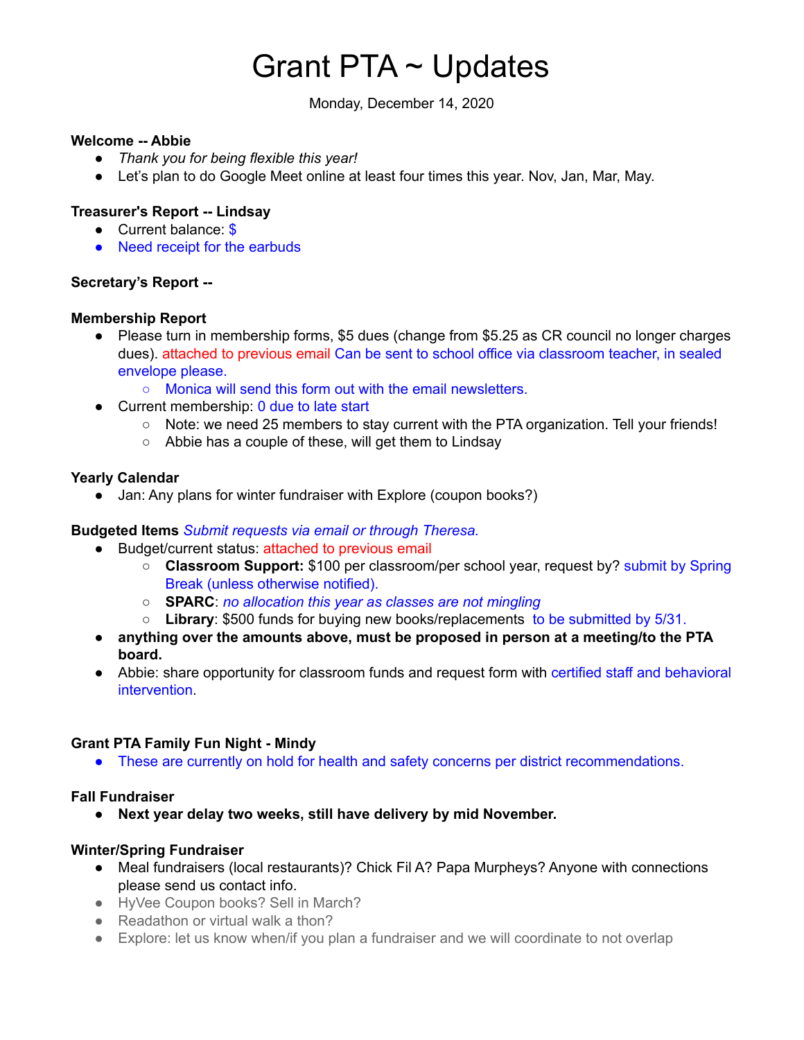# Grant PTA ~ Updates

Monday, December 14, 2020

**Welcome -- Abbie**

- *Thank you for being flexible this year!*
- Let's plan to do Google Meet online at least four times this year. Nov, Jan, Mar, May.

**Treasurer's Report -- Lindsay**

- Current balance: $
- Need receipt for the earbuds

**Secretary's Report --**

**Membership Report**

- Please turn in membership forms, $5 dues (change from $5.25 as CR council no longer charges dues). attached to previous email Can be sent to school office via classroom teacher, in sealed envelope please.
    - Monica will send this form out with the email newsletters.
- Current membership: 0 due to late start
    - Note: we need 25 members to stay current with the PTA organization. Tell your friends!
    - Abbie has a couple of these, will get them to Lindsay

**Yearly Calendar**

- Jan: Any plans for winter fundraiser with Explore (coupon books?)

**Budgeted Items** *Submit requests via email or through Theresa.*

- Budget/current status: attached to previous email
    - **Classroom Support:** $100 per classroom/per school year, request by? submit by Spring Break (unless otherwise notified).
    - **SPARC**: *no allocation this year as classes are not mingling*
    - **Library**: $500 funds for buying new books/replacements to be submitted by 5/31.
- **anything over the amounts above, must be proposed in person at a meeting/to the PTA board.**
- Abbie: share opportunity for classroom funds and request form with certified staff and behavioral intervention.

**Grant PTA Family Fun Night - Mindy**

- These are currently on hold for health and safety concerns per district recommendations.

**Fall Fundraiser**

- **Next year delay two weeks, still have delivery by mid November.**

**Winter/Spring Fundraiser**

- Meal fundraisers (local restaurants)? Chick Fil A? Papa Murpheys? Anyone with connections please send us contact info.
- HyVee Coupon books? Sell in March?
- Readathon or virtual walk a thon?
- Explore: let us know when/if you plan a fundraiser and we will coordinate to not overlap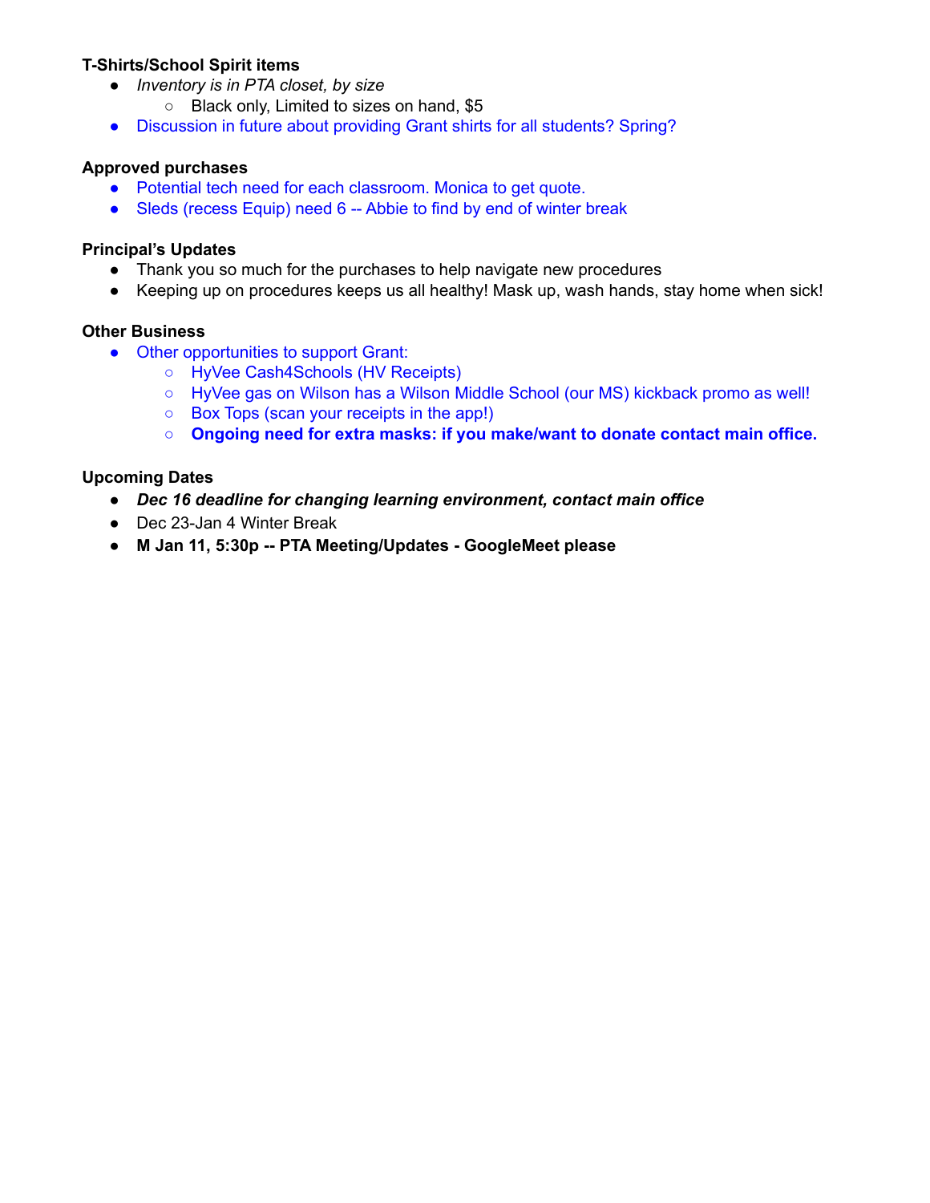**T-Shirts/School Spirit items**

- *Inventory is in PTA closet, by size*
    - Black only, Limited to sizes on hand, $5
- Discussion in future about providing Grant shirts for all students? Spring?

**Approved purchases**

- Potential tech need for each classroom. Monica to get quote.
- Sleds (recess Equip) need 6 -- Abbie to find by end of winter break

**Principal's Updates**

- Thank you so much for the purchases to help navigate new procedures
- Keeping up on procedures keeps us all healthy! Mask up, wash hands, stay home when sick!

**Other Business**

- Other opportunities to support Grant:
    - HyVee Cash4Schools (HV Receipts)
    - HyVee gas on Wilson has a Wilson Middle School (our MS) kickback promo as well!
    - Box Tops (scan your receipts in the app!)
    - **Ongoing need for extra masks: if you make/want to donate contact main office.**

**Upcoming Dates**

- ***Dec 16 deadline for changing learning environment, contact main office***
- Dec 23-Jan 4 Winter Break
- **M Jan 11, 5:30p -- PTA Meeting/Updates - GoogleMeet please**